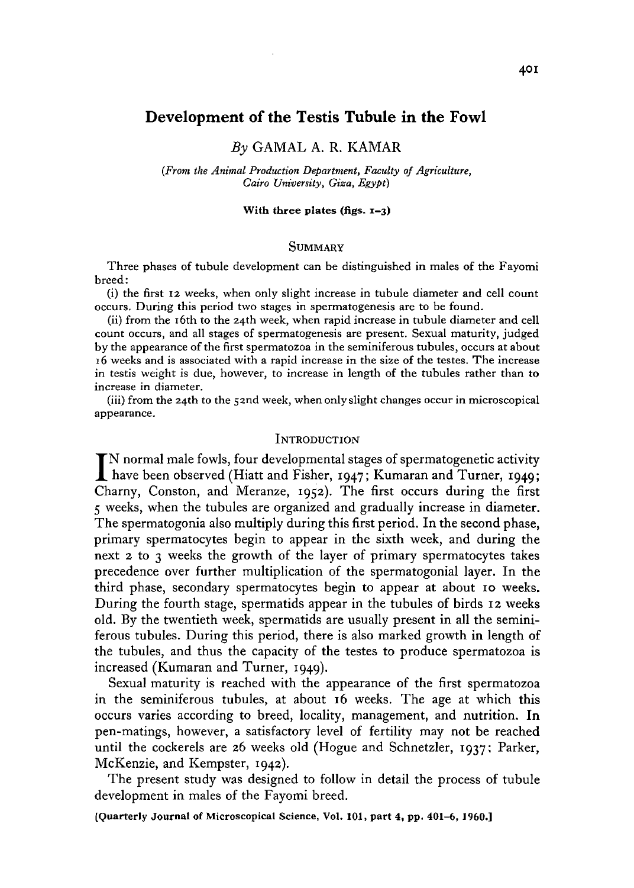# Development of the Testis Tubule in the Fowl

*By* GAMAL A. R. KAMAR

*(From the Animal Production Department, Faculty of Agriculture, Cairo University, Giza, Egypt)*

**With three plates (figs. 1–3)**

## Summary

Three phases of tubule development can be distinguished in males of the Fayomi breed:

(i) the first 12 weeks, when only slight increase in tubule diameter and cell count occurs. During this period two stages in spermatogenesis are to be found.

(ii) from the 16th to the 24th week, when rapid increase in tubule diameter and cell count occurs, and all stages of spermatogenesis are present. Sexual maturity, judged by the appearance of the first spermatozoa in the seminiferous tubules, occurs at about 16 weeks and is associated with a rapid increase in the size of the testes. The increase in testis weight is due, however, to increase in length of the tubules rather than to increase in diameter.

(iii) from the 24th to the 52nd week, when only slight changes occur in microscopical appearance.

## Introduction

In normal male fowls, four developmental stages of spermatogenetic activity have been observed (Hiatt and Fisher, 1947; Kumaran and Turner, 1949; Charny, Conston, and Meranze, 1952). The first occurs during the first 5 weeks, when the tubules are organized and gradually increase in diameter. The spermatogonia also multiply during this first period. In the second phase, primary spermatocytes begin to appear in the sixth week, and during the next 2 to 3 weeks the growth of the layer of primary spermatocytes takes precedence over further multiplication of the spermatogonial layer. In the third phase, secondary spermatocytes begin to appear at about 10 weeks. During the fourth stage, spermatids appear in the tubules of birds 12 weeks old. By the twentieth week, spermatids are usually present in all the seminiferous tubules. During this period, there is also marked growth in length of the tubules, and thus the capacity of the testes to produce spermatozoa is increased (Kumaran and Turner, 1949).

Sexual maturity is reached with the appearance of the first spermatozoa in the seminiferous tubules, at about 16 weeks. The age at which this occurs varies according to breed, locality, management, and nutrition. In pen-matings, however, a satisfactory level of fertility may not be reached until the cockerels are 26 weeks old (Hogue and Schnetzler, 1937; Parker, McKenzie, and Kempster, 1942).

The present study was designed to follow in detail the process of tubule development in males of the Fayomi breed.

[Quarterly Journal of Microscopical Science, Vol. 101, part 4, pp. 401–6, 1960.]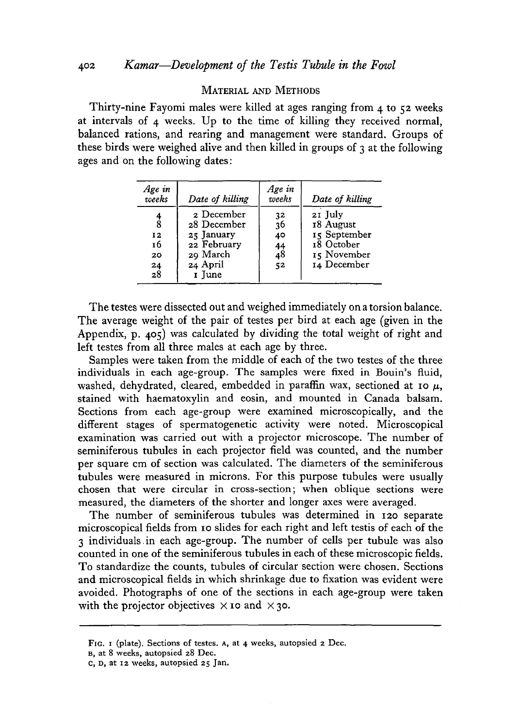## MATERIAL AND METHODS

Thirty-nine Fayomi males were killed at ages ranging from 4 to 52 weeks at intervals of 4 weeks. Up to the time of killing they received normal, balanced rations, and rearing and management were standard. Groups of these birds were weighed alive and then killed in groups of 3 at the following ages and on the following dates:

| *Age in weeks* | *Date of killing* | *Age in weeks* | *Date of killing* |
|---|---|---|---|
| 4 | 2 December | 32 | 21 July |
| 8 | 28 December | 36 | 18 August |
| 12 | 25 January | 40 | 15 September |
| 16 | 22 February | 44 | 18 October |
| 20 | 29 March | 48 | 15 November |
| 24 | 24 April | 52 | 14 December |
| 28 | 1 June | | |

The testes were dissected out and weighed immediately on a torsion balance. The average weight of the pair of testes per bird at each age (given in the Appendix, p. 405) was calculated by dividing the total weight of right and left testes from all three males at each age by three.

Samples were taken from the middle of each of the two testes of the three individuals in each age-group. The samples were fixed in Bouin's fluid, washed, dehydrated, cleared, embedded in paraffin wax, sectioned at 10 $\mu$, stained with haematoxylin and eosin, and mounted in Canada balsam. Sections from each age-group were examined microscopically, and the different stages of spermatogenetic activity were noted. Microscopical examination was carried out with a projector microscope. The number of seminiferous tubules in each projector field was counted, and the number per square cm of section was calculated. The diameters of the seminiferous tubules were measured in microns. For this purpose tubules were usually chosen that were circular in cross-section; when oblique sections were measured, the diameters of the shorter and longer axes were averaged.

The number of seminiferous tubules was determined in 120 separate microscopical fields from 10 slides for each right and left testis of each of the 3 individuals in each age-group. The number of cells per tubule was also counted in one of the seminiferous tubules in each of these microscopic fields. To standardize the counts, tubules of circular section were chosen. Sections and microscopical fields in which shrinkage due to fixation was evident were avoided. Photographs of one of the sections in each age-group were taken with the projector objectives $\times 10$ and $\times 30$.

---

FIG. 1 (plate). Sections of testes. A, at 4 weeks, autopsied 2 Dec.

B, at 8 weeks, autopsied 28 Dec.

C, D, at 12 weeks, autopsied 25 Jan.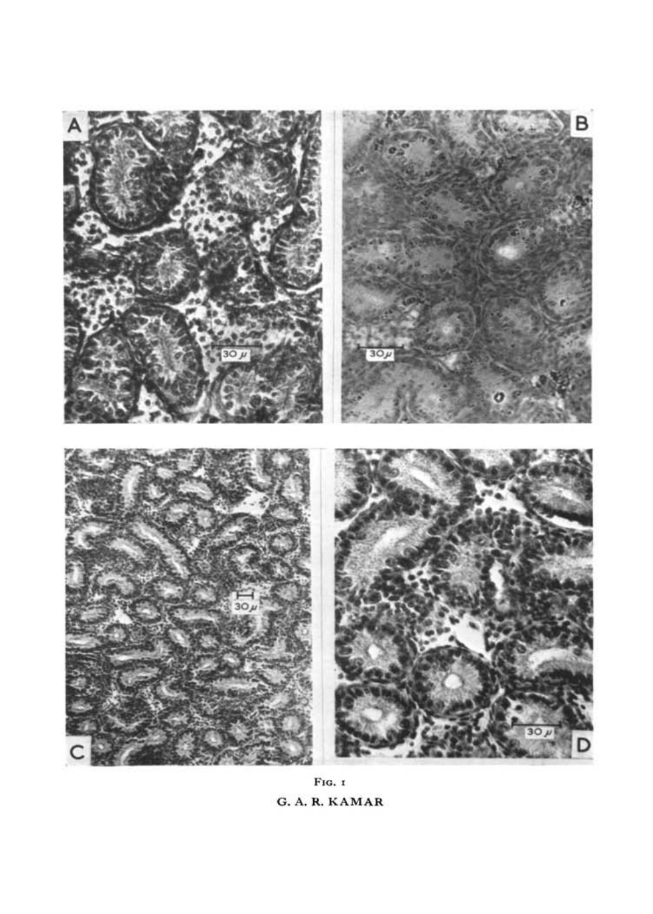Fig. 1

G. A. R. KAMAR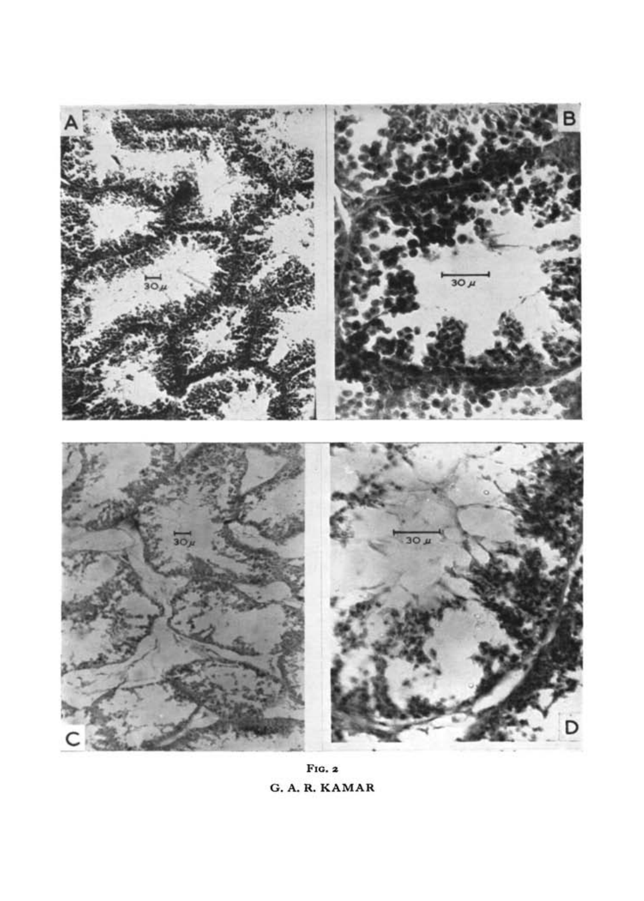Fig. 2

G. A. R. KAMAR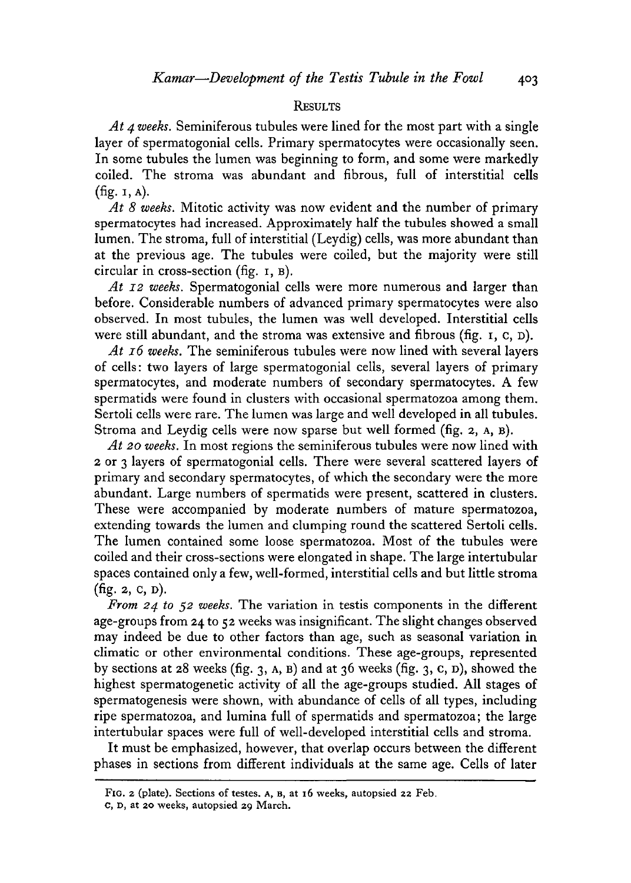## RESULTS

*At 4 weeks.* Seminiferous tubules were lined for the most part with a single layer of spermatogonial cells. Primary spermatocytes were occasionally seen. In some tubules the lumen was beginning to form, and some were markedly coiled. The stroma was abundant and fibrous, full of interstitial cells (fig. 1, A).

*At 8 weeks.* Mitotic activity was now evident and the number of primary spermatocytes had increased. Approximately half the tubules showed a small lumen. The stroma, full of interstitial (Leydig) cells, was more abundant than at the previous age. The tubules were coiled, but the majority were still circular in cross-section (fig. 1, B).

*At 12 weeks.* Spermatogonial cells were more numerous and larger than before. Considerable numbers of advanced primary spermatocytes were also observed. In most tubules, the lumen was well developed. Interstitial cells were still abundant, and the stroma was extensive and fibrous (fig. 1, C, D).

*At 16 weeks.* The seminiferous tubules were now lined with several layers of cells: two layers of large spermatogonial cells, several layers of primary spermatocytes, and moderate numbers of secondary spermatocytes. A few spermatids were found in clusters with occasional spermatozoa among them. Sertoli cells were rare. The lumen was large and well developed in all tubules. Stroma and Leydig cells were now sparse but well formed (fig. 2, A, B).

*At 20 weeks.* In most regions the seminiferous tubules were now lined with 2 or 3 layers of spermatogonial cells. There were several scattered layers of primary and secondary spermatocytes, of which the secondary were the more abundant. Large numbers of spermatids were present, scattered in clusters. These were accompanied by moderate numbers of mature spermatozoa, extending towards the lumen and clumping round the scattered Sertoli cells. The lumen contained some loose spermatozoa. Most of the tubules were coiled and their cross-sections were elongated in shape. The large intertubular spaces contained only a few, well-formed, interstitial cells and but little stroma (fig. 2, C, D).

*From 24 to 52 weeks.* The variation in testis components in the different age-groups from 24 to 52 weeks was insignificant. The slight changes observed may indeed be due to other factors than age, such as seasonal variation in climatic or other environmental conditions. These age-groups, represented by sections at 28 weeks (fig. 3, A, B) and at 36 weeks (fig. 3, C, D), showed the highest spermatogenetic activity of all the age-groups studied. All stages of spermatogenesis were shown, with abundance of cells of all types, including ripe spermatozoa, and lumina full of spermatids and spermatozoa; the large intertubular spaces were full of well-developed interstitial cells and stroma.

It must be emphasized, however, that overlap occurs between the different phases in sections from different individuals at the same age. Cells of later

FIG. 2 (plate). Sections of testes. A, B, at 16 weeks, autopsied 22 Feb.
C, D, at 20 weeks, autopsied 29 March.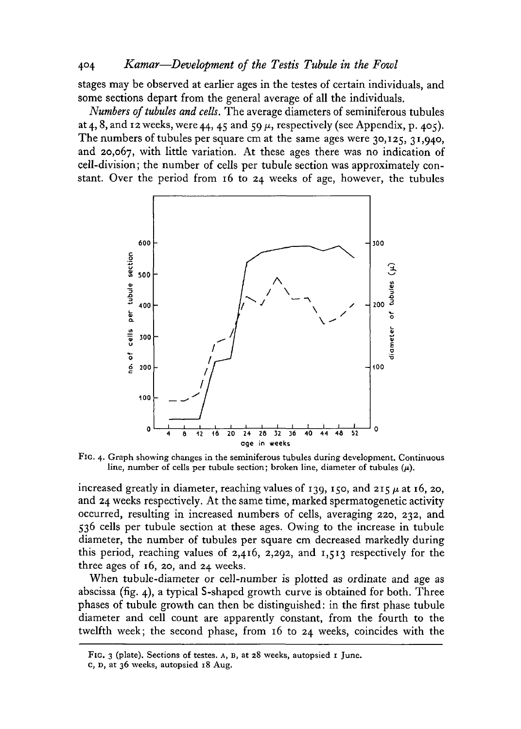stages may be observed at earlier ages in the testes of certain individuals, and some sections depart from the general average of all the individuals.

*Numbers of tubules and cells.* The average diameters of seminiferous tubules at 4, 8, and 12 weeks, were 44, 45 and 59 $\mu$, respectively (see Appendix, p. 405). The numbers of tubules per square cm at the same ages were 30,125, 31,940, and 20,067, with little variation. At these ages there was no indication of cell-division; the number of cells per tubule section was approximately constant. Over the period from 16 to 24 weeks of age, however, the tubules increased greatly in diameter, reaching values of 139, 150, and 215 $\mu$ at 16, 20, and 24 weeks respectively. At the same time, marked spermatogenetic activity occurred, resulting in increased numbers of cells, averaging 220, 232, and 536 cells per tubule section at these ages. Owing to the increase in tubule diameter, the number of tubules per square cm decreased markedly during this period, reaching values of 2,416, 2,292, and 1,513 respectively for the three ages of 16, 20, and 24 weeks.

FIG. 4. Graph showing changes in the seminiferous tubules during development. Continuous line, number of cells per tubule section; broken line, diameter of tubules ($\mu$).

When tubule-diameter or cell-number is plotted as ordinate and age as abscissa (fig. 4), a typical S-shaped growth curve is obtained for both. Three phases of tubule growth can then be distinguished: in the first phase tubule diameter and cell count are apparently constant, from the fourth to the twelfth week; the second phase, from 16 to 24 weeks, coincides with the

---

FIG. 3 (plate). Sections of testes. A, B, at 28 weeks, autopsied 1 June. C, D, at 36 weeks, autopsied 18 Aug.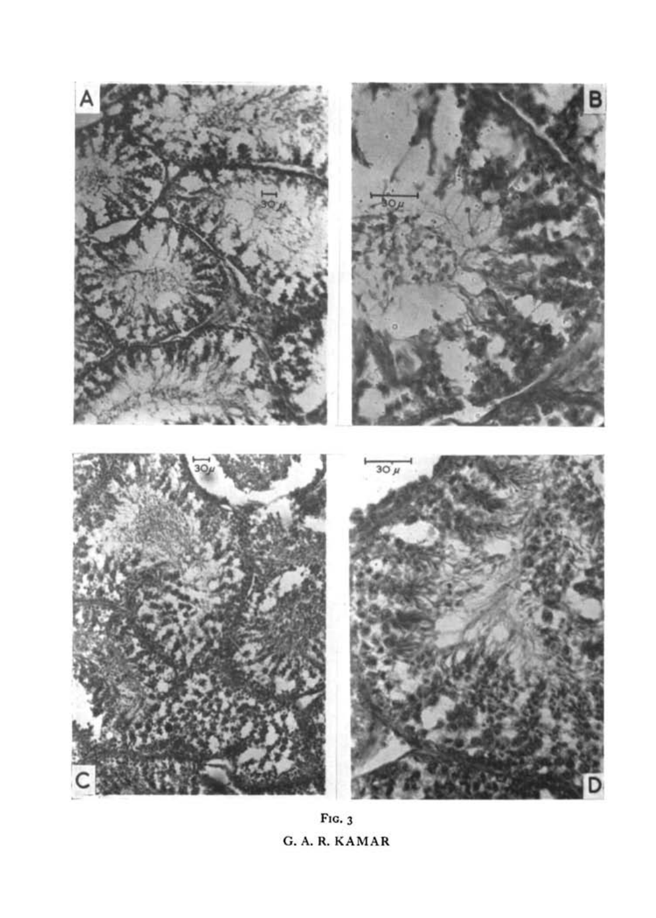Fig. 3

G. A. R. KAMAR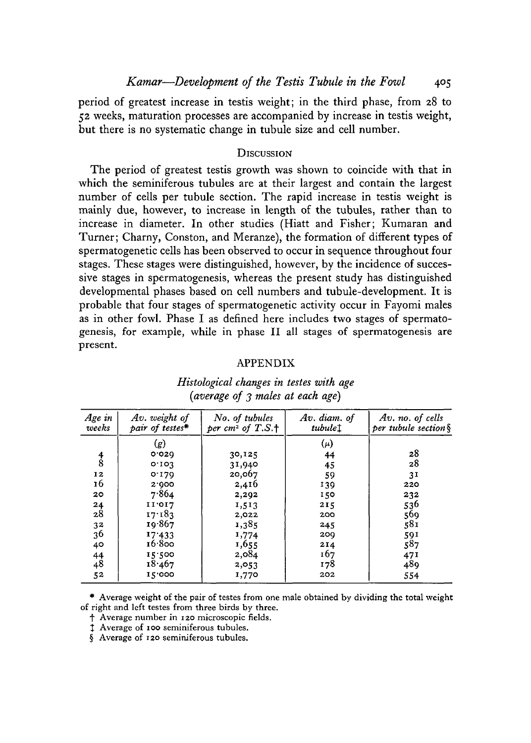period of greatest increase in testis weight; in the third phase, from 28 to 52 weeks, maturation processes are accompanied by increase in testis weight, but there is no systematic change in tubule size and cell number.

## Discussion

The period of greatest testis growth was shown to coincide with that in which the seminiferous tubules are at their largest and contain the largest number of cells per tubule section. The rapid increase in testis weight is mainly due, however, to increase in length of the tubules, rather than to increase in diameter. In other studies (Hiatt and Fisher; Kumaran and Turner; Charny, Conston, and Meranze), the formation of different types of spermatogenetic cells has been observed to occur in sequence throughout four stages. These stages were distinguished, however, by the incidence of successive stages in spermatogenesis, whereas the present study has distinguished developmental phases based on cell numbers and tubule-development. It is probable that four stages of spermatogenetic activity occur in Fayomi males as in other fowl. Phase I as defined here includes two stages of spermatogenesis, for example, while in phase II all stages of spermatogenesis are present.

## APPENDIX

*Histological changes in testes with age (average of 3 males at each age)*

| *Age in weeks* | *Av. weight of pair of testes\** | *No. of tubules per cm² of T.S.†* | *Av. diam. of tubule‡* | *Av. no. of cells per tubule section§* |
|---|---|---|---|---|
| | (g) | | (μ) | |
| 4 | 0·029 | 30,125 | 44 | 28 |
| 8 | 0·103 | 31,940 | 45 | 28 |
| 12 | 0·179 | 20,067 | 59 | 31 |
| 16 | 2·900 | 2,416 | 139 | 220 |
| 20 | 7·864 | 2,292 | 150 | 232 |
| 24 | 11·017 | 1,513 | 215 | 536 |
| 28 | 17·183 | 2,022 | 200 | 569 |
| 32 | 19·867 | 1,385 | 245 | 581 |
| 36 | 17·433 | 1,774 | 209 | 591 |
| 40 | 16·800 | 1,655 | 214 | 587 |
| 44 | 15·500 | 2,084 | 167 | 471 |
| 48 | 18·467 | 2,053 | 178 | 489 |
| 52 | 15·000 | 1,770 | 202 | 554 |

\* Average weight of the pair of testes from one male obtained by dividing the total weight of right and left testes from three birds by three.

† Average number in 120 microscopic fields.

‡ Average of 100 seminiferous tubules.

§ Average of 120 seminiferous tubules.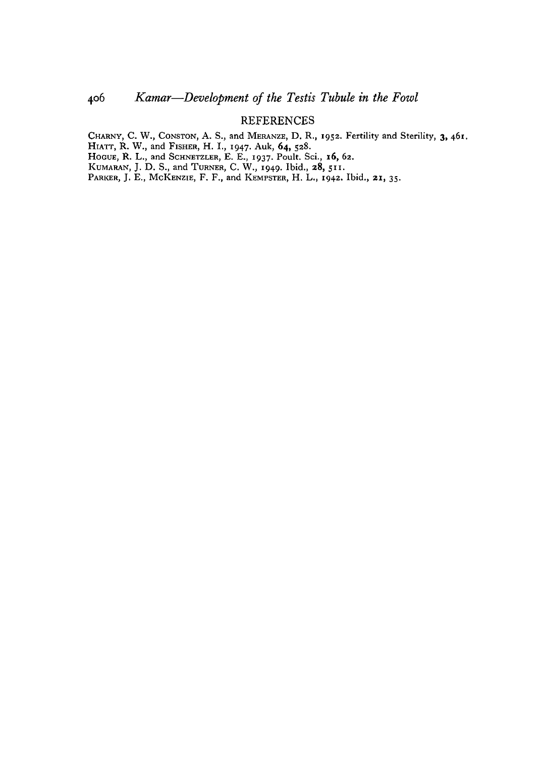## REFERENCES

CHARNY, C. W., CONSTON, A. S., and MERANZE, D. R., 1952. Fertility and Sterility, **3**, 461.
HIATT, R. W., and FISHER, H. I., 1947. Auk, **64**, 528.
HOGUE, R. L., and SCHNETZLER, E. E., 1937. Poult. Sci., **16**, 62.
KUMARAN, J. D. S., and TURNER, C. W., 1949. Ibid., **28**, 511.
PARKER, J. E., MCKENZIE, F. F., and KEMPSTER, H. L., 1942. Ibid., **21**, 35.